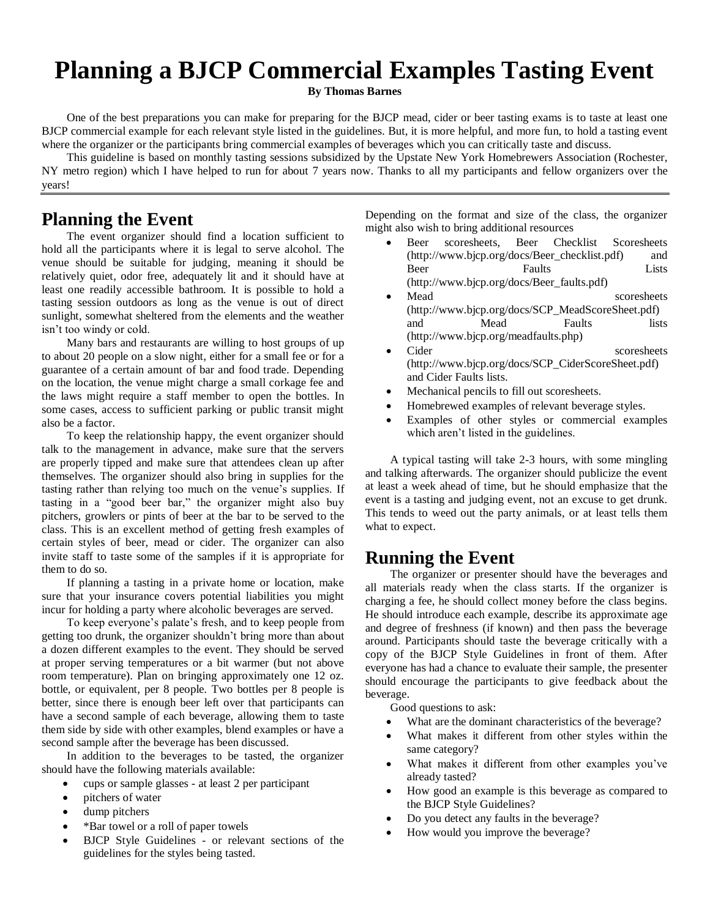# Planning a BJCP Commercial Examples Tasting Event

**By Thomas Barnes**

One of the best preparations you can make for preparing for the BJCP mead, cider or beer tasting exams is to taste at least one BJCP commercial example for each relevant style listed in the guidelines. But, it is more helpful, and more fun, to hold a tasting event where the organizer or the participants bring commercial examples of beverages which you can critically taste and discuss.

This guideline is based on monthly tasting sessions subsidized by the Upstate New York Homebrewers Association (Rochester, NY metro region) which I have helped to run for about 7 years now. Thanks to all my participants and fellow organizers over the years!

## Planning the Event

The event organizer should find a location sufficient to hold all the participants where it is legal to serve alcohol. The venue should be suitable for judging, meaning it should be relatively quiet, odor free, adequately lit and it should have at least one readily accessible bathroom. It is possible to hold a tasting session outdoors as long as the venue is out of direct sunlight, somewhat sheltered from the elements and the weather isn't too windy or cold.

Many bars and restaurants are willing to host groups of up to about 20 people on a slow night, either for a small fee or for a guarantee of a certain amount of bar and food trade. Depending on the location, the venue might charge a small corkage fee and the laws might require a staff member to open the bottles. In some cases, access to sufficient parking or public transit might also be a factor.

To keep the relationship happy, the event organizer should talk to the management in advance, make sure that the servers are properly tipped and make sure that attendees clean up after themselves. The organizer should also bring in supplies for the tasting rather than relying too much on the venue's supplies. If tasting in a "good beer bar," the organizer might also buy pitchers, growlers or pints of beer at the bar to be served to the class. This is an excellent method of getting fresh examples of certain styles of beer, mead or cider. The organizer can also invite staff to taste some of the samples if it is appropriate for them to do so.

If planning a tasting in a private home or location, make sure that your insurance covers potential liabilities you might incur for holding a party where alcoholic beverages are served.

To keep everyone's palate's fresh, and to keep people from getting too drunk, the organizer shouldn't bring more than about a dozen different examples to the event. They should be served at proper serving temperatures or a bit warmer (but not above room temperature). Plan on bringing approximately one 12 oz. bottle, or equivalent, per 8 people. Two bottles per 8 people is better, since there is enough beer left over that participants can have a second sample of each beverage, allowing them to taste them side by side with other examples, blend examples or have a second sample after the beverage has been discussed.

In addition to the beverages to be tasted, the organizer should have the following materials available:

- cups or sample glasses - at least 2 per participant
- pitchers of water
- dump pitchers
- *Bar towel or a roll of paper towels
- BJCP Style Guidelines - or relevant sections of the guidelines for the styles being tasted.

Depending on the format and size of the class, the organizer might also wish to bring additional resources

- Beer scoresheets, Beer Checklist Scoresheets (http://www.bjcp.org/docs/Beer_checklist.pdf) and Beer Faults Lists (http://www.bjcp.org/docs/Beer_faults.pdf)
- Mead scoresheets (http://www.bjcp.org/docs/SCP_MeadScoreSheet.pdf) and Mead Faults lists (http://www.bjcp.org/meadfaults.php)
- Cider scoresheets (http://www.bjcp.org/docs/SCP_CiderScoreSheet.pdf) and Cider Faults lists.
- Mechanical pencils to fill out scoresheets.
- Homebrewed examples of relevant beverage styles.
- Examples of other styles or commercial examples which aren't listed in the guidelines.

A typical tasting will take 2-3 hours, with some mingling and talking afterwards. The organizer should publicize the event at least a week ahead of time, but he should emphasize that the event is a tasting and judging event, not an excuse to get drunk. This tends to weed out the party animals, or at least tells them what to expect.

## Running the Event

The organizer or presenter should have the beverages and all materials ready when the class starts. If the organizer is charging a fee, he should collect money before the class begins. He should introduce each example, describe its approximate age and degree of freshness (if known) and then pass the beverage around. Participants should taste the beverage critically with a copy of the BJCP Style Guidelines in front of them. After everyone has had a chance to evaluate their sample, the presenter should encourage the participants to give feedback about the beverage.

Good questions to ask:

- What are the dominant characteristics of the beverage?
- What makes it different from other styles within the same category?
- What makes it different from other examples you've already tasted?
- How good an example is this beverage as compared to the BJCP Style Guidelines?
- Do you detect any faults in the beverage?
- How would you improve the beverage?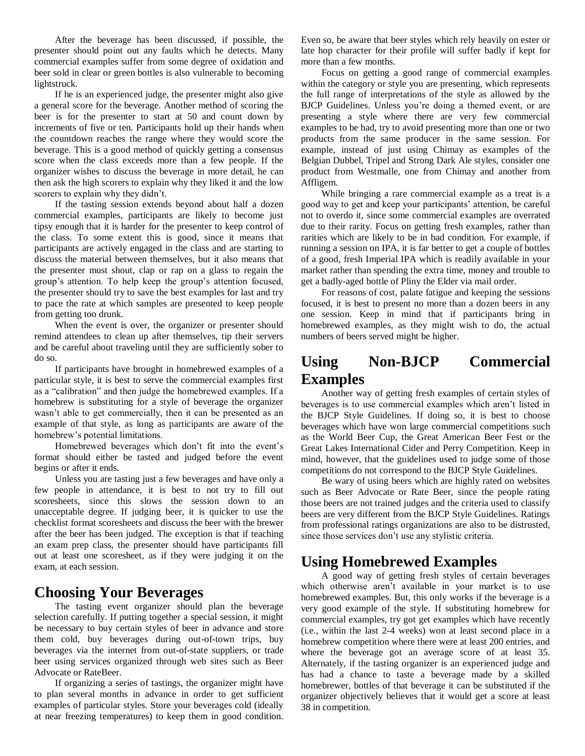After the beverage has been discussed, if possible, the presenter should point out any faults which he detects. Many commercial examples suffer from some degree of oxidation and beer sold in clear or green bottles is also vulnerable to becoming lightstruck.

If he is an experienced judge, the presenter might also give a general score for the beverage. Another method of scoring the beer is for the presenter to start at 50 and count down by increments of five or ten. Participants hold up their hands when the countdown reaches the range where they would score the beverage. This is a good method of quickly getting a consensus score when the class exceeds more than a few people. If the organizer wishes to discuss the beverage in more detail, he can then ask the high scorers to explain why they liked it and the low scorers to explain why they didn't.

If the tasting session extends beyond about half a dozen commercial examples, participants are likely to become just tipsy enough that it is harder for the presenter to keep control of the class. To some extent this is good, since it means that participants are actively engaged in the class and are starting to discuss the material between themselves, but it also means that the presenter must shout, clap or rap on a glass to regain the group's attention. To help keep the group's attention focused, the presenter should try to save the best examples for last and try to pace the rate at which samples are presented to keep people from getting too drunk.

When the event is over, the organizer or presenter should remind attendees to clean up after themselves, tip their servers and be careful about traveling until they are sufficiently sober to do so.

If participants have brought in homebrewed examples of a particular style, it is best to serve the commercial examples first as a "calibration" and then judge the homebrewed examples. If a homebrew is substituting for a style of beverage the organizer wasn't able to get commercially, then it can be presented as an example of that style, as long as participants are aware of the homebrew's potential limitations.

Homebrewed beverages which don't fit into the event's format should either be tasted and judged before the event begins or after it ends.

Unless you are tasting just a few beverages and have only a few people in attendance, it is best to not try to fill out scoresheets, since this slows the session down to an unacceptable degree. If judging beer, it is quicker to use the checklist format scoresheets and discuss the beer with the brewer after the beer has been judged. The exception is that if teaching an exam prep class, the presenter should have participants fill out at least one scoresheet, as if they were judging it on the exam, at each session.

## Choosing Your Beverages

The tasting event organizer should plan the beverage selection carefully. If putting together a special session, it might be necessary to buy certain styles of beer in advance and store them cold, buy beverages during out-of-town trips, buy beverages via the internet from out-of-state suppliers, or trade beer using services organized through web sites such as Beer Advocate or RateBeer.

If organizing a series of tastings, the organizer might have to plan several months in advance in order to get sufficient examples of particular styles. Store your beverages cold (ideally at near freezing temperatures) to keep them in good condition. Even so, be aware that beer styles which rely heavily on ester or late hop character for their profile will suffer badly if kept for more than a few months.

Focus on getting a good range of commercial examples within the category or style you are presenting, which represents the full range of interpretations of the style as allowed by the BJCP Guidelines. Unless you're doing a themed event, or are presenting a style where there are very few commercial examples to be had, try to avoid presenting more than one or two products from the same producer in the same session. For example, instead of just using Chimay as examples of the Belgian Dubbel, Tripel and Strong Dark Ale styles, consider one product from Westmalle, one from Chimay and another from Affligem.

While bringing a rare commercial example as a treat is a good way to get and keep your participants' attention, be careful not to overdo it, since some commercial examples are overrated due to their rarity. Focus on getting fresh examples, rather than rarities which are likely to be in bad condition. For example, if running a session on IPA, it is far better to get a couple of bottles of a good, fresh Imperial IPA which is readily available in your market rather than spending the extra time, money and trouble to get a badly-aged bottle of Pliny the Elder via mail order.

For reasons of cost, palate fatigue and keeping the sessions focused, it is best to present no more than a dozen beers in any one session. Keep in mind that if participants bring in homebrewed examples, as they might wish to do, the actual numbers of beers served might be higher.

## Using Non-BJCP Commercial Examples

Another way of getting fresh examples of certain styles of beverages is to use commercial examples which aren't listed in the BJCP Style Guidelines. If doing so, it is best to choose beverages which have won large commercial competitions such as the World Beer Cup, the Great American Beer Fest or the Great Lakes International Cider and Perry Competition. Keep in mind, however, that the guidelines used to judge some of those competitions do not correspond to the BJCP Style Guidelines.

Be wary of using beers which are highly rated on websites such as Beer Advocate or Rate Beer, since the people rating those beers are not trained judges and the criteria used to classify beers are very different from the BJCP Style Guidelines. Ratings from professional ratings organizations are also to be distrusted, since those services don't use any stylistic criteria.

## Using Homebrewed Examples

A good way of getting fresh styles of certain beverages which otherwise aren't available in your market is to use homebrewed examples. But, this only works if the beverage is a very good example of the style. If substituting homebrew for commercial examples, try got get examples which have recently (i.e., within the last 2-4 weeks) won at least second place in a homebrew competition where there were at least 200 entries, and where the beverage got an average score of at least 35. Alternately, if the tasting organizer is an experienced judge and has had a chance to taste a beverage made by a skilled homebrewer, bottles of that beverage it can be substituted if the organizer objectively believes that it would get a score at least 38 in competition.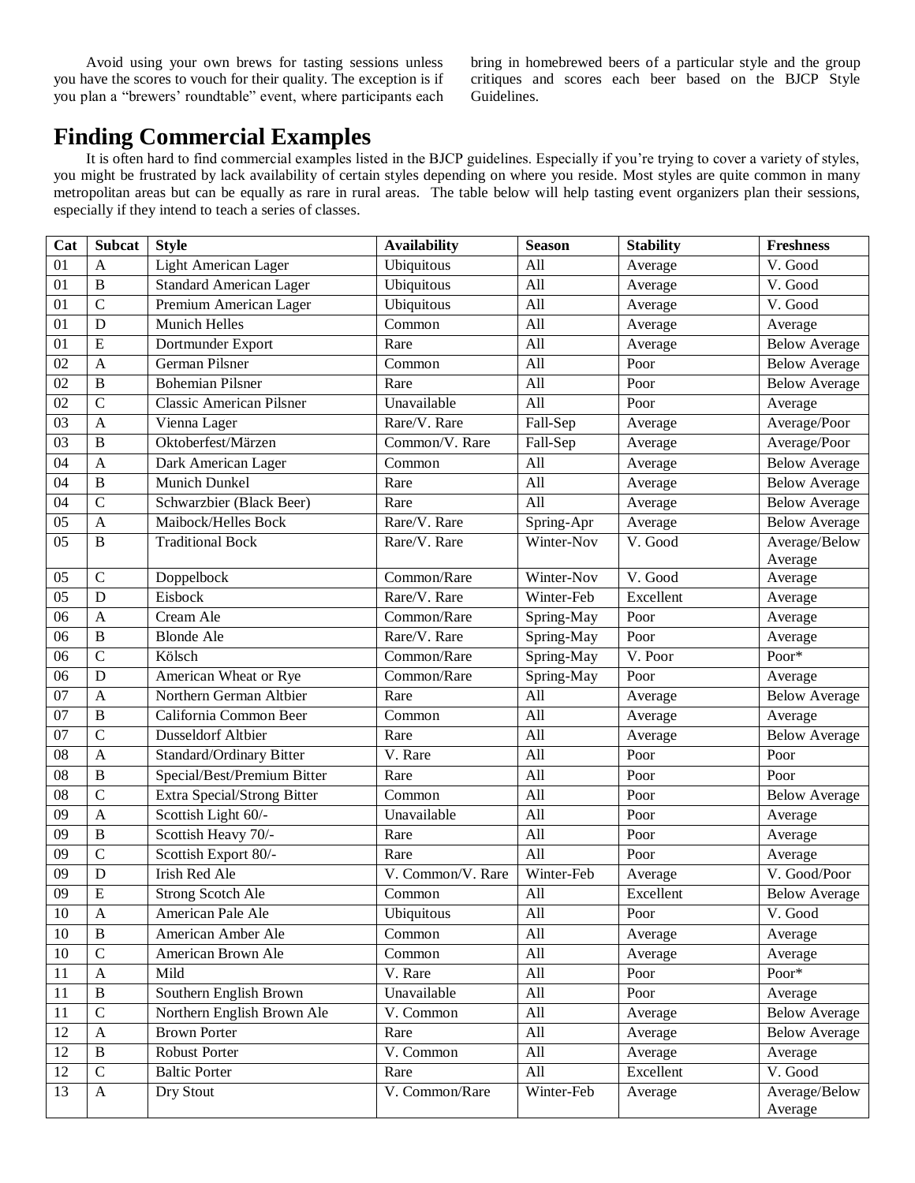Avoid using your own brews for tasting sessions unless you have the scores to vouch for their quality. The exception is if you plan a "brewers' roundtable" event, where participants each bring in homebrewed beers of a particular style and the group critiques and scores each beer based on the BJCP Style Guidelines.

# Finding Commercial Examples

It is often hard to find commercial examples listed in the BJCP guidelines. Especially if you're trying to cover a variety of styles, you might be frustrated by lack availability of certain styles depending on where you reside. Most styles are quite common in many metropolitan areas but can be equally as rare in rural areas. The table below will help tasting event organizers plan their sessions, especially if they intend to teach a series of classes.

| Cat | Subcat | Style | Availability | Season | Stability | Freshness |
|---|---|---|---|---|---|---|
| 01 | A | Light American Lager | Ubiquitous | All | Average | V. Good |
| 01 | B | Standard American Lager | Ubiquitous | All | Average | V. Good |
| 01 | C | Premium American Lager | Ubiquitous | All | Average | V. Good |
| 01 | D | Munich Helles | Common | All | Average | Average |
| 01 | E | Dortmunder Export | Rare | All | Average | Below Average |
| 02 | A | German Pilsner | Common | All | Poor | Below Average |
| 02 | B | Bohemian Pilsner | Rare | All | Poor | Below Average |
| 02 | C | Classic American Pilsner | Unavailable | All | Poor | Average |
| 03 | A | Vienna Lager | Rare/V. Rare | Fall-Sep | Average | Average/Poor |
| 03 | B | Oktoberfest/Märzen | Common/V. Rare | Fall-Sep | Average | Average/Poor |
| 04 | A | Dark American Lager | Common | All | Average | Below Average |
| 04 | B | Munich Dunkel | Rare | All | Average | Below Average |
| 04 | C | Schwarzbier (Black Beer) | Rare | All | Average | Below Average |
| 05 | A | Maibock/Helles Bock | Rare/V. Rare | Spring-Apr | Average | Below Average |
| 05 | B | Traditional Bock | Rare/V. Rare | Winter-Nov | V. Good | Average/Below Average |
| 05 | C | Doppelbock | Common/Rare | Winter-Nov | V. Good | Average |
| 05 | D | Eisbock | Rare/V. Rare | Winter-Feb | Excellent | Average |
| 06 | A | Cream Ale | Common/Rare | Spring-May | Poor | Average |
| 06 | B | Blonde Ale | Rare/V. Rare | Spring-May | Poor | Average |
| 06 | C | Kölsch | Common/Rare | Spring-May | V. Poor | Poor* |
| 06 | D | American Wheat or Rye | Common/Rare | Spring-May | Poor | Average |
| 07 | A | Northern German Altbier | Rare | All | Average | Below Average |
| 07 | B | California Common Beer | Common | All | Average | Average |
| 07 | C | Dusseldorf Altbier | Rare | All | Average | Below Average |
| 08 | A | Standard/Ordinary Bitter | V. Rare | All | Poor | Poor |
| 08 | B | Special/Best/Premium Bitter | Rare | All | Poor | Poor |
| 08 | C | Extra Special/Strong Bitter | Common | All | Poor | Below Average |
| 09 | A | Scottish Light 60/- | Unavailable | All | Poor | Average |
| 09 | B | Scottish Heavy 70/- | Rare | All | Poor | Average |
| 09 | C | Scottish Export 80/- | Rare | All | Poor | Average |
| 09 | D | Irish Red Ale | V. Common/V. Rare | Winter-Feb | Average | V. Good/Poor |
| 09 | E | Strong Scotch Ale | Common | All | Excellent | Below Average |
| 10 | A | American Pale Ale | Ubiquitous | All | Poor | V. Good |
| 10 | B | American Amber Ale | Common | All | Average | Average |
| 10 | C | American Brown Ale | Common | All | Average | Average |
| 11 | A | Mild | V. Rare | All | Poor | Poor* |
| 11 | B | Southern English Brown | Unavailable | All | Poor | Average |
| 11 | C | Northern English Brown Ale | V. Common | All | Average | Below Average |
| 12 | A | Brown Porter | Rare | All | Average | Below Average |
| 12 | B | Robust Porter | V. Common | All | Average | Average |
| 12 | C | Baltic Porter | Rare | All | Excellent | V. Good |
| 13 | A | Dry Stout | V. Common/Rare | Winter-Feb | Average | Average/Below Average |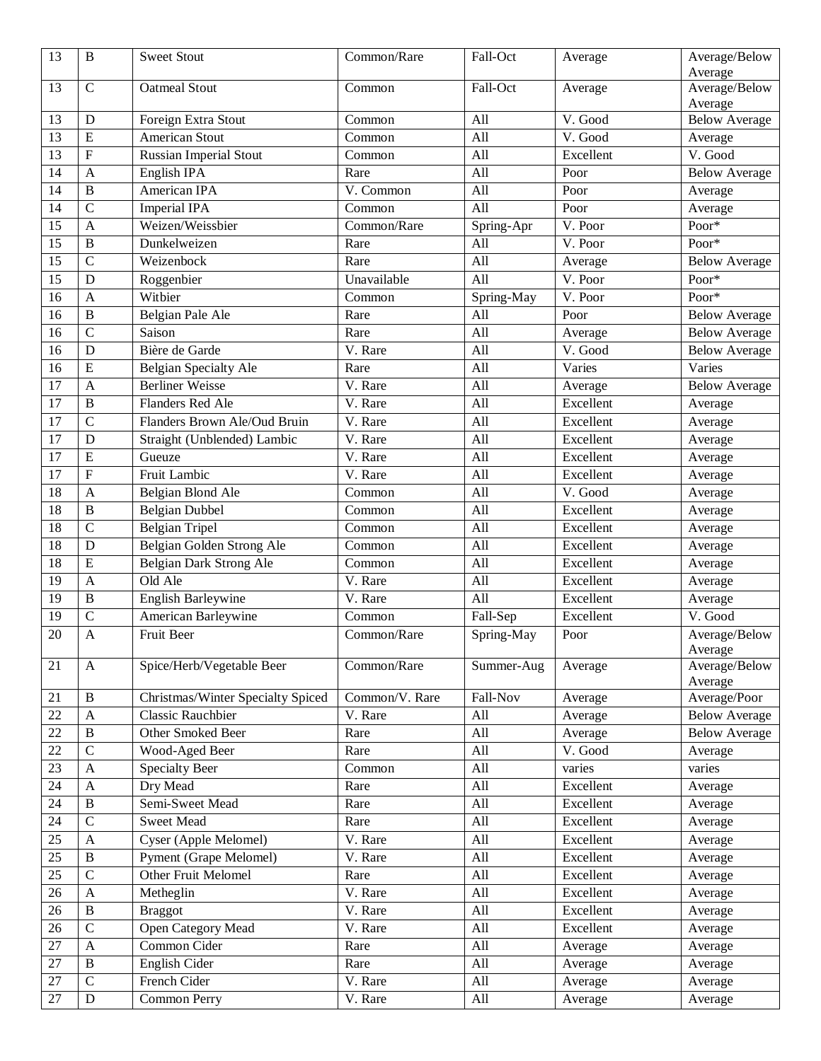| 13 | B | Sweet Stout | Common/Rare | Fall-Oct | Average | Average/Below Average |
|---|---|---|---|---|---|---|
| 13 | C | Oatmeal Stout | Common | Fall-Oct | Average | Average/Below Average |
| 13 | D | Foreign Extra Stout | Common | All | V. Good | Below Average |
| 13 | E | American Stout | Common | All | V. Good | Average |
| 13 | F | Russian Imperial Stout | Common | All | Excellent | V. Good |
| 14 | A | English IPA | Rare | All | Poor | Below Average |
| 14 | B | American IPA | V. Common | All | Poor | Average |
| 14 | C | Imperial IPA | Common | All | Poor | Average |
| 15 | A | Weizen/Weissbier | Common/Rare | Spring-Apr | V. Poor | Poor* |
| 15 | B | Dunkelweizen | Rare | All | V. Poor | Poor* |
| 15 | C | Weizenbock | Rare | All | Average | Below Average |
| 15 | D | Roggenbier | Unavailable | All | V. Poor | Poor* |
| 16 | A | Witbier | Common | Spring-May | V. Poor | Poor* |
| 16 | B | Belgian Pale Ale | Rare | All | Poor | Below Average |
| 16 | C | Saison | Rare | All | Average | Below Average |
| 16 | D | Bière de Garde | V. Rare | All | V. Good | Below Average |
| 16 | E | Belgian Specialty Ale | Rare | All | Varies | Varies |
| 17 | A | Berliner Weisse | V. Rare | All | Average | Below Average |
| 17 | B | Flanders Red Ale | V. Rare | All | Excellent | Average |
| 17 | C | Flanders Brown Ale/Oud Bruin | V. Rare | All | Excellent | Average |
| 17 | D | Straight (Unblended) Lambic | V. Rare | All | Excellent | Average |
| 17 | E | Gueuze | V. Rare | All | Excellent | Average |
| 17 | F | Fruit Lambic | V. Rare | All | Excellent | Average |
| 18 | A | Belgian Blond Ale | Common | All | V. Good | Average |
| 18 | B | Belgian Dubbel | Common | All | Excellent | Average |
| 18 | C | Belgian Tripel | Common | All | Excellent | Average |
| 18 | D | Belgian Golden Strong Ale | Common | All | Excellent | Average |
| 18 | E | Belgian Dark Strong Ale | Common | All | Excellent | Average |
| 19 | A | Old Ale | V. Rare | All | Excellent | Average |
| 19 | B | English Barleywine | V. Rare | All | Excellent | Average |
| 19 | C | American Barleywine | Common | Fall-Sep | Excellent | V. Good |
| 20 | A | Fruit Beer | Common/Rare | Spring-May | Poor | Average/Below Average |
| 21 | A | Spice/Herb/Vegetable Beer | Common/Rare | Summer-Aug | Average | Average/Below Average |
| 21 | B | Christmas/Winter Specialty Spiced | Common/V. Rare | Fall-Nov | Average | Average/Poor |
| 22 | A | Classic Rauchbier | V. Rare | All | Average | Below Average |
| 22 | B | Other Smoked Beer | Rare | All | Average | Below Average |
| 22 | C | Wood-Aged Beer | Rare | All | V. Good | Average |
| 23 | A | Specialty Beer | Common | All | varies | varies |
| 24 | A | Dry Mead | Rare | All | Excellent | Average |
| 24 | B | Semi-Sweet Mead | Rare | All | Excellent | Average |
| 24 | C | Sweet Mead | Rare | All | Excellent | Average |
| 25 | A | Cyser (Apple Melomel) | V. Rare | All | Excellent | Average |
| 25 | B | Pyment (Grape Melomel) | V. Rare | All | Excellent | Average |
| 25 | C | Other Fruit Melomel | Rare | All | Excellent | Average |
| 26 | A | Metheglin | V. Rare | All | Excellent | Average |
| 26 | B | Braggot | V. Rare | All | Excellent | Average |
| 26 | C | Open Category Mead | V. Rare | All | Excellent | Average |
| 27 | A | Common Cider | Rare | All | Average | Average |
| 27 | B | English Cider | Rare | All | Average | Average |
| 27 | C | French Cider | V. Rare | All | Average | Average |
| 27 | D | Common Perry | V. Rare | All | Average | Average |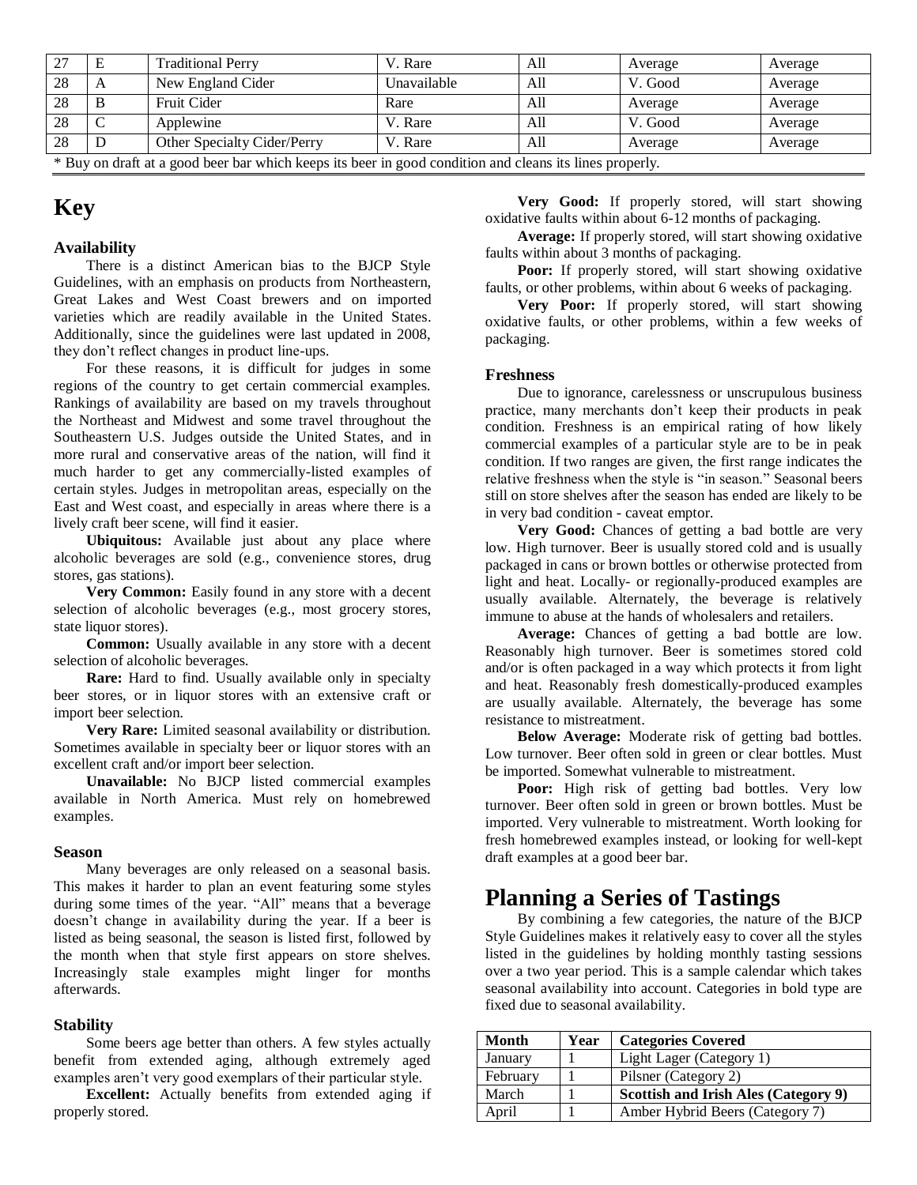| 27 | E | Traditional Perry | V. Rare | All | Average | Average |
|---|---|---|---|---|---|---|
| 28 | A | New England Cider | Unavailable | All | V. Good | Average |
| 28 | B | Fruit Cider | Rare | All | Average | Average |
| 28 | C | Applewine | V. Rare | All | V. Good | Average |
| 28 | D | Other Specialty Cider/Perry | V. Rare | All | Average | Average |

* Buy on draft at a good beer bar which keeps its beer in good condition and cleans its lines properly.

# Key

### Availability

There is a distinct American bias to the BJCP Style Guidelines, with an emphasis on products from Northeastern, Great Lakes and West Coast brewers and on imported varieties which are readily available in the United States. Additionally, since the guidelines were last updated in 2008, they don't reflect changes in product line-ups.

For these reasons, it is difficult for judges in some regions of the country to get certain commercial examples. Rankings of availability are based on my travels throughout the Northeast and Midwest and some travel throughout the Southeastern U.S. Judges outside the United States, and in more rural and conservative areas of the nation, will find it much harder to get any commercially-listed examples of certain styles. Judges in metropolitan areas, especially on the East and West coast, and especially in areas where there is a lively craft beer scene, will find it easier.

**Ubiquitous:** Available just about any place where alcoholic beverages are sold (e.g., convenience stores, drug stores, gas stations).

**Very Common:** Easily found in any store with a decent selection of alcoholic beverages (e.g., most grocery stores, state liquor stores).

**Common:** Usually available in any store with a decent selection of alcoholic beverages.

**Rare:** Hard to find. Usually available only in specialty beer stores, or in liquor stores with an extensive craft or import beer selection.

**Very Rare:** Limited seasonal availability or distribution. Sometimes available in specialty beer or liquor stores with an excellent craft and/or import beer selection.

**Unavailable:** No BJCP listed commercial examples available in North America. Must rely on homebrewed examples.

### Season

Many beverages are only released on a seasonal basis. This makes it harder to plan an event featuring some styles during some times of the year. "All" means that a beverage doesn't change in availability during the year. If a beer is listed as being seasonal, the season is listed first, followed by the month when that style first appears on store shelves. Increasingly stale examples might linger for months afterwards.

### Stability

Some beers age better than others. A few styles actually benefit from extended aging, although extremely aged examples aren't very good exemplars of their particular style.

**Excellent:** Actually benefits from extended aging if properly stored.

**Very Good:** If properly stored, will start showing oxidative faults within about 6-12 months of packaging.

**Average:** If properly stored, will start showing oxidative faults within about 3 months of packaging.

**Poor:** If properly stored, will start showing oxidative faults, or other problems, within about 6 weeks of packaging.

**Very Poor:** If properly stored, will start showing oxidative faults, or other problems, within a few weeks of packaging.

### Freshness

Due to ignorance, carelessness or unscrupulous business practice, many merchants don't keep their products in peak condition. Freshness is an empirical rating of how likely commercial examples of a particular style are to be in peak condition. If two ranges are given, the first range indicates the relative freshness when the style is "in season." Seasonal beers still on store shelves after the season has ended are likely to be in very bad condition - caveat emptor.

**Very Good:** Chances of getting a bad bottle are very low. High turnover. Beer is usually stored cold and is usually packaged in cans or brown bottles or otherwise protected from light and heat. Locally- or regionally-produced examples are usually available. Alternately, the beverage is relatively immune to abuse at the hands of wholesalers and retailers.

**Average:** Chances of getting a bad bottle are low. Reasonably high turnover. Beer is sometimes stored cold and/or is often packaged in a way which protects it from light and heat. Reasonably fresh domestically-produced examples are usually available. Alternately, the beverage has some resistance to mistreatment.

**Below Average:** Moderate risk of getting bad bottles. Low turnover. Beer often sold in green or clear bottles. Must be imported. Somewhat vulnerable to mistreatment.

**Poor:** High risk of getting bad bottles. Very low turnover. Beer often sold in green or brown bottles. Must be imported. Very vulnerable to mistreatment. Worth looking for fresh homebrewed examples instead, or looking for well-kept draft examples at a good beer bar.

# Planning a Series of Tastings

By combining a few categories, the nature of the BJCP Style Guidelines makes it relatively easy to cover all the styles listed in the guidelines by holding monthly tasting sessions over a two year period. This is a sample calendar which takes seasonal availability into account. Categories in bold type are fixed due to seasonal availability.

| Month | Year | Categories Covered |
|---|---|---|
| January | 1 | Light Lager (Category 1) |
| February | 1 | Pilsner (Category 2) |
| March | 1 | **Scottish and Irish Ales (Category 9)** |
| April | 1 | Amber Hybrid Beers (Category 7) |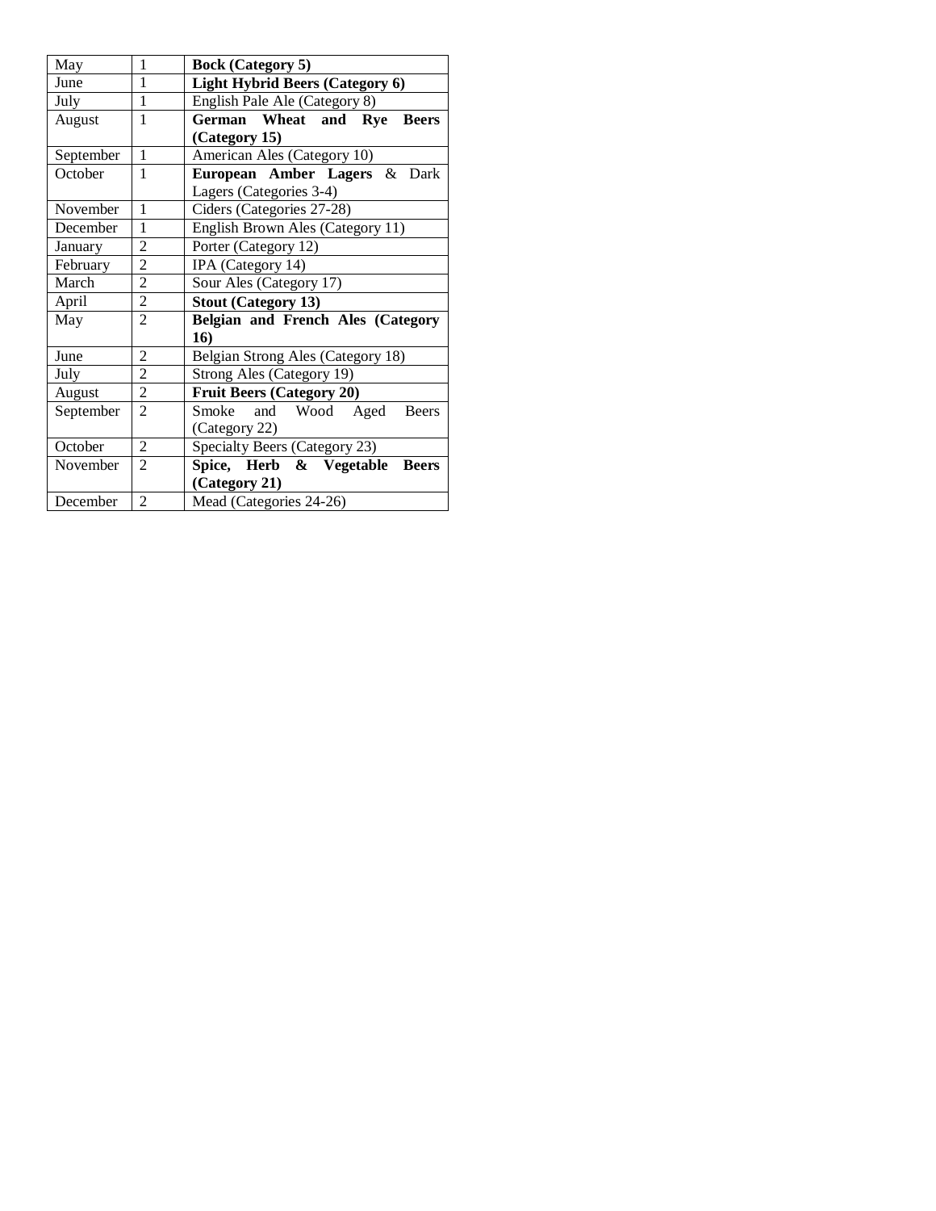| | | |
|---|---|---|
| May | 1 | **Bock (Category 5)** |
| June | 1 | **Light Hybrid Beers (Category 6)** |
| July | 1 | English Pale Ale (Category 8) |
| August | 1 | **German Wheat and Rye Beers (Category 15)** |
| September | 1 | American Ales (Category 10) |
| October | 1 | **European Amber Lagers** & Dark Lagers (Categories 3-4) |
| November | 1 | Ciders (Categories 27-28) |
| December | 1 | English Brown Ales (Category 11) |
| January | 2 | Porter (Category 12) |
| February | 2 | IPA (Category 14) |
| March | 2 | Sour Ales (Category 17) |
| April | 2 | **Stout (Category 13)** |
| May | 2 | **Belgian and French Ales (Category 16)** |
| June | 2 | Belgian Strong Ales (Category 18) |
| July | 2 | Strong Ales (Category 19) |
| August | 2 | **Fruit Beers (Category 20)** |
| September | 2 | Smoke and Wood Aged Beers (Category 22) |
| October | 2 | Specialty Beers (Category 23) |
| November | 2 | **Spice, Herb & Vegetable Beers (Category 21)** |
| December | 2 | Mead (Categories 24-26) |